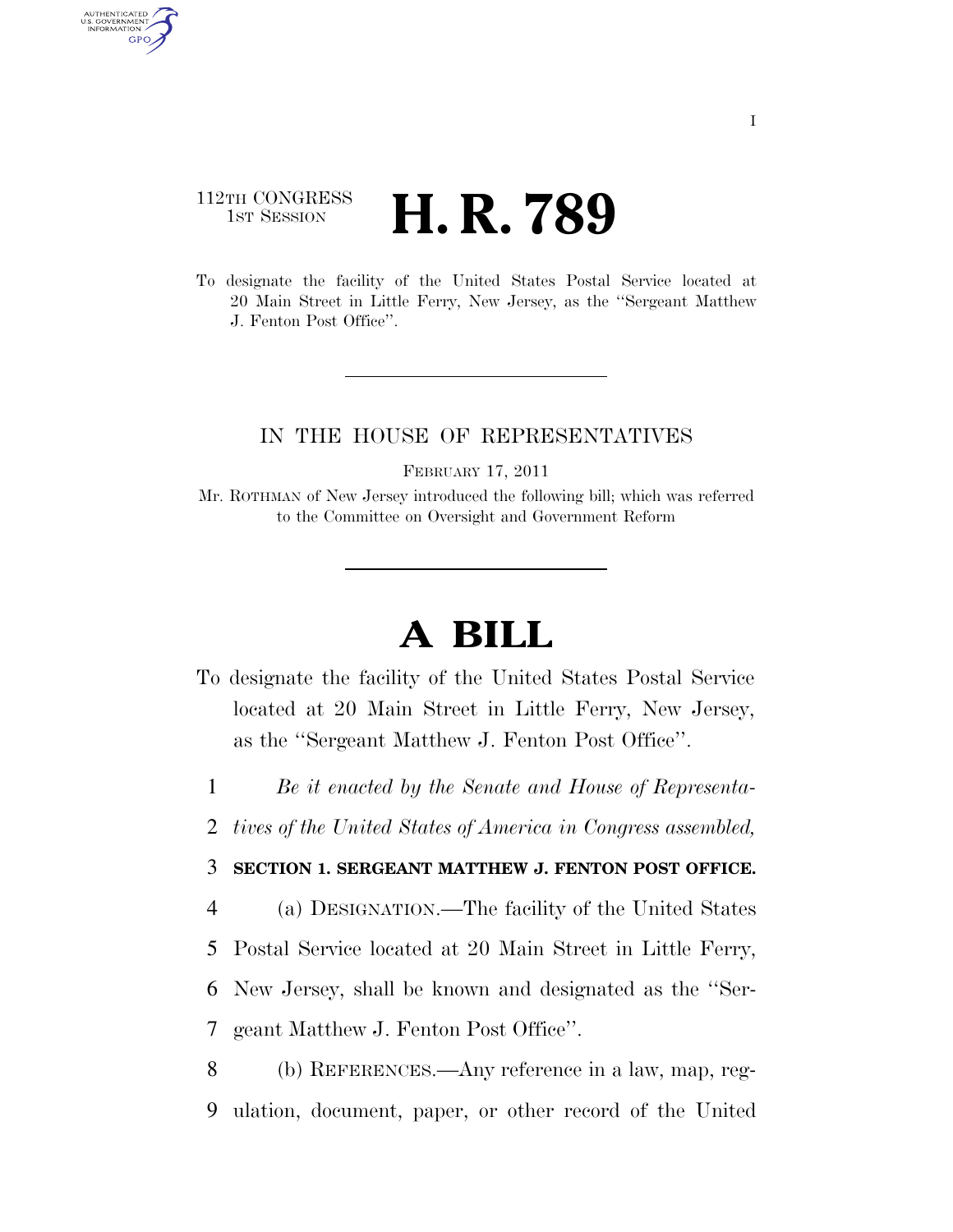112TH CONGRESS
1ST SESSION

# H. R. 789

To designate the facility of the United States Postal Service located at 20 Main Street in Little Ferry, New Jersey, as the "Sergeant Matthew J. Fenton Post Office".

IN THE HOUSE OF REPRESENTATIVES

FEBRUARY 17, 2011

Mr. ROTHMAN of New Jersey introduced the following bill; which was referred to the Committee on Oversight and Government Reform

# A BILL

To designate the facility of the United States Postal Service located at 20 Main Street in Little Ferry, New Jersey, as the "Sergeant Matthew J. Fenton Post Office".

1 *Be it enacted by the Senate and House of Representa-*
2 *tives of the United States of America in Congress assembled,*

3 **SECTION 1. SERGEANT MATTHEW J. FENTON POST OFFICE.**

4 (a) DESIGNATION.—The facility of the United States
5 Postal Service located at 20 Main Street in Little Ferry,
6 New Jersey, shall be known and designated as the "Ser-
7 geant Matthew J. Fenton Post Office".

8 (b) REFERENCES.—Any reference in a law, map, reg-
9 ulation, document, paper, or other record of the United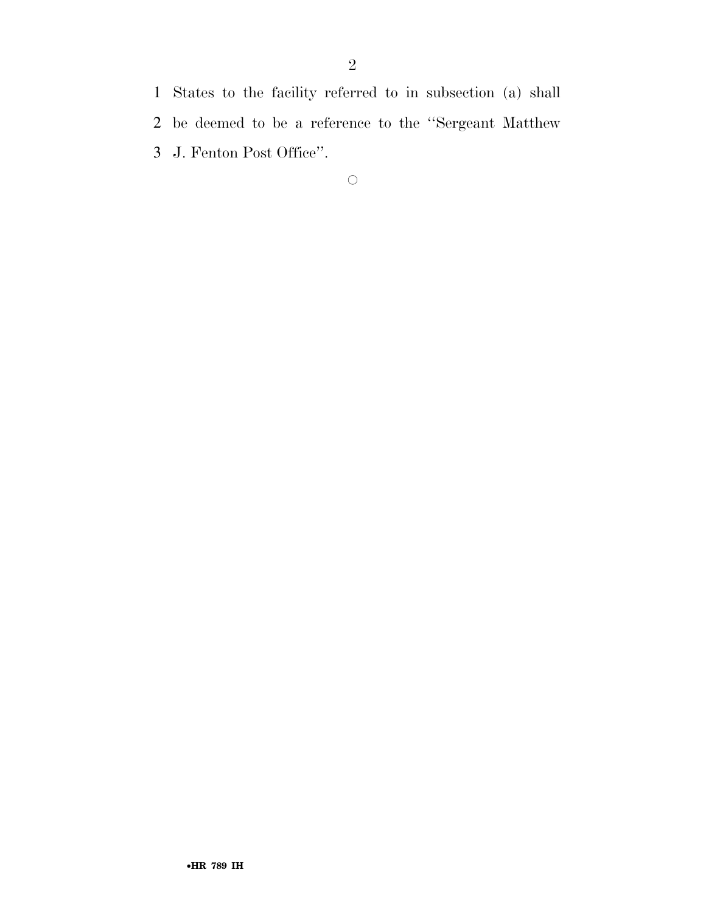States to the facility referred to in subsection (a) shall be deemed to be a reference to the "Sergeant Matthew J. Fenton Post Office".